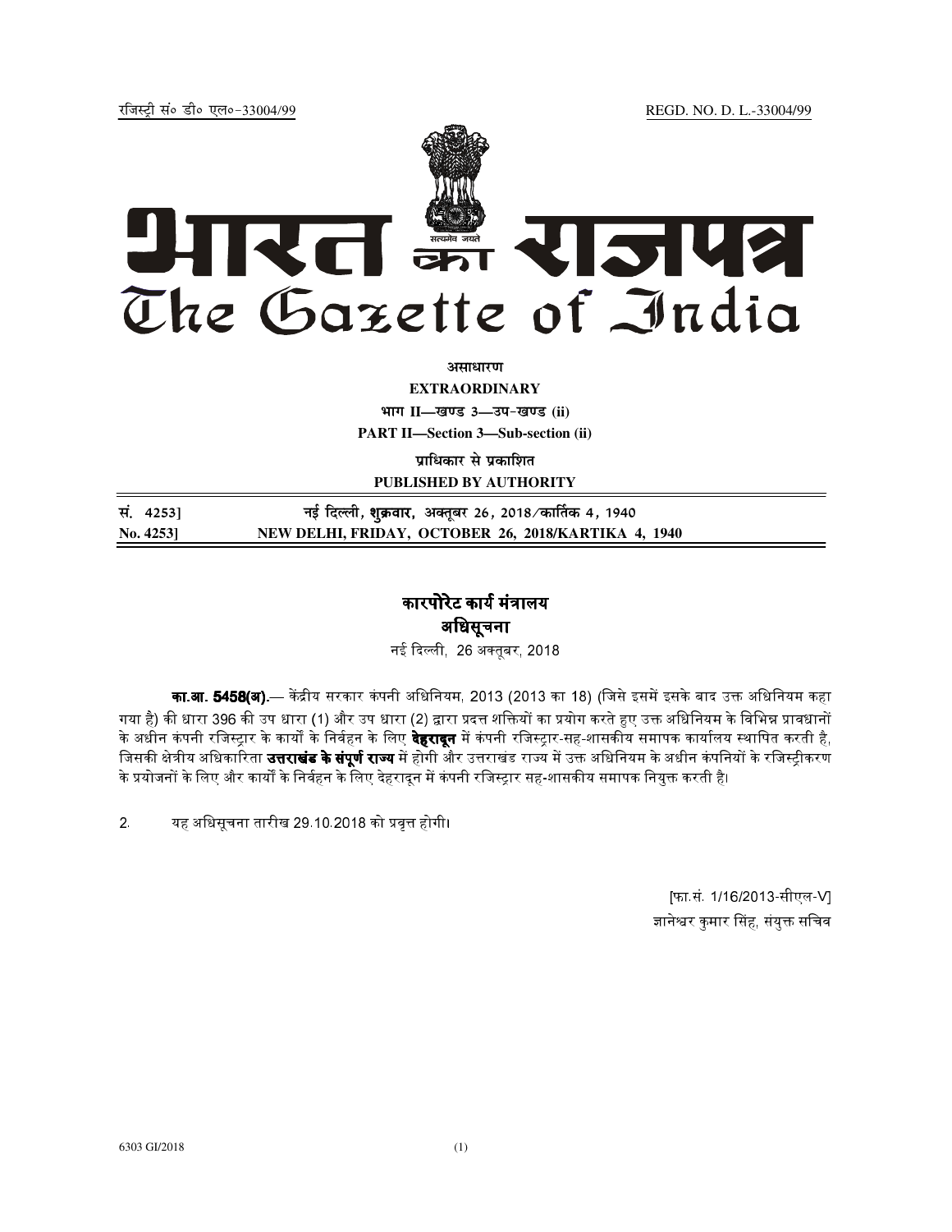रजिस्ट्री सं० डी० एल०-33004/99 REGD. NO. D. L.-33004/99

# भारत का राजपत्र
# The Gazette of India

**असाधारण**

**EXTRAORDINARY**

**भाग II—खण्ड 3—उप-खण्ड (ii)**

**PART II—Section 3—Sub-section (ii)**

**प्राधिकार से प्रकाशित**

**PUBLISHED BY AUTHORITY**

| सं. 4253] | नई दिल्ली, शुक्रवार, अक्तूबर 26, 2018/कार्तिक 4, 1940 |
|---|---|
| **No. 4253]** | **NEW DELHI, FRIDAY, OCTOBER 26, 2018/KARTIKA 4, 1940** |

## कारपोरेट कार्य मंत्रालय

## अधिसूचना

नई दिल्ली, 26 अक्तूबर, 2018

**का.आ. 5458(अ).**— केंद्रीय सरकार कंपनी अधिनियम, 2013 (2013 का 18) (जिसे इसमें इसके बाद उक्त अधिनियम कहा गया है) की धारा 396 की उप धारा (1) और उप धारा (2) द्वारा प्रदत्त शक्तियों का प्रयोग करते हुए उक्त अधिनियम के विभिन्न प्रावधानों के अधीन कंपनी रजिस्ट्रार के कार्यों के निर्वहन के लिए **देहरादून** में कंपनी रजिस्ट्रार-सह-शासकीय समापक कार्यालय स्थापित करती है, जिसकी क्षेत्रीय अधिकारिता **उत्तराखंड के संपूर्ण राज्य** में होगी और उत्तराखंड राज्य में उक्त अधिनियम के अधीन कंपनियों के रजिस्ट्रीकरण के प्रयोजनों के लिए और कार्यों के निर्वहन के लिए देहरादून में कंपनी रजिस्ट्रार सह-शासकीय समापक नियुक्त करती है।

2. यह अधिसूचना तारीख 29.10.2018 को प्रवृत्त होगी।

[फा.सं. 1/16/2013-सीएल-V]

ज्ञानेश्वर कुमार सिंह, संयुक्त सचिव

6303 GI/2018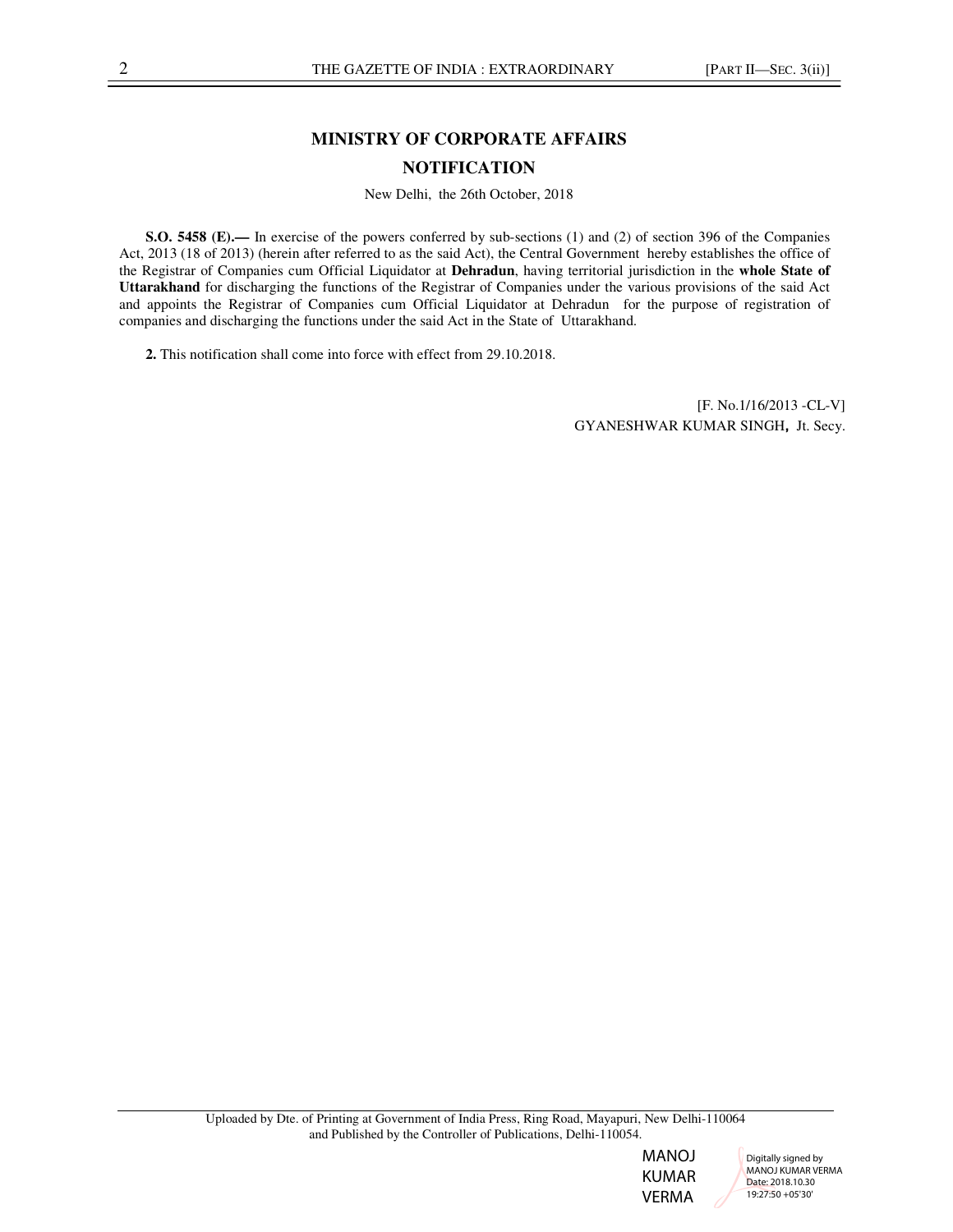## MINISTRY OF CORPORATE AFFAIRS

## NOTIFICATION

New Delhi, the 26th October, 2018

**S.O. 5458 (E).—** In exercise of the powers conferred by sub-sections (1) and (2) of section 396 of the Companies Act, 2013 (18 of 2013) (herein after referred to as the said Act), the Central Government hereby establishes the office of the Registrar of Companies cum Official Liquidator at **Dehradun**, having territorial jurisdiction in the **whole State of Uttarakhand** for discharging the functions of the Registrar of Companies under the various provisions of the said Act and appoints the Registrar of Companies cum Official Liquidator at Dehradun for the purpose of registration of companies and discharging the functions under the said Act in the State of Uttarakhand.

**2.** This notification shall come into force with effect from 29.10.2018.

[F. No.1/16/2013 -CL-V]
GYANESHWAR KUMAR SINGH**,** Jt. Secy.

Uploaded by Dte. of Printing at Government of India Press, Ring Road, Mayapuri, New Delhi-110064 and Published by the Controller of Publications, Delhi-110054.

MANOJ KUMAR VERMA

Digitally signed by MANOJ KUMAR VERMA
Date: 2018.10.30 19:27:50 +05'30'